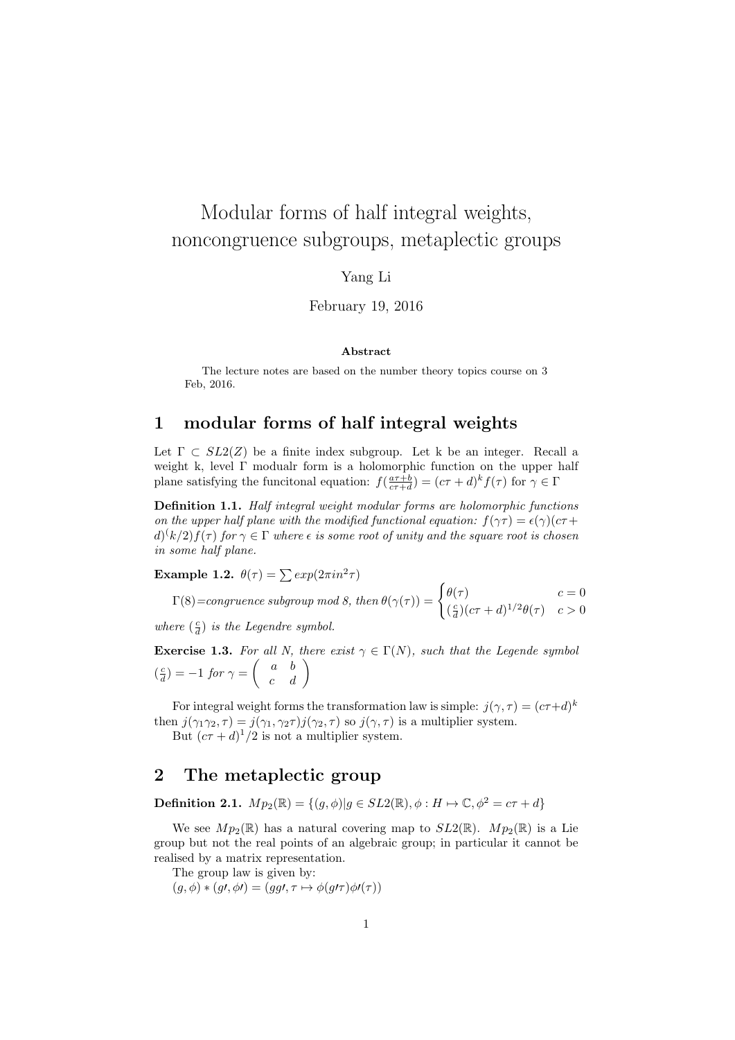# Modular forms of half integral weights, noncongruence subgroups, metaplectic groups

Yang Li

February 19, 2016

**Abstract**

The lecture notes are based on the number theory topics course on 3 Feb, 2016.

## 1 modular forms of half integral weights

Let $\Gamma \subset SL2(Z)$ be a finite index subgroup. Let k be an integer. Recall a weight k, level $\Gamma$ modualr form is a holomorphic function on the upper half plane satisfying the funcitonal equation: $f(\frac{a\tau+b}{c\tau+d}) = (c\tau+d)^k f(\tau)$ for $\gamma \in \Gamma$

**Definition 1.1.** *Half integral weight modular forms are holomorphic functions on the upper half plane with the modified functional equation: $f(\gamma\tau) = \epsilon(\gamma)(c\tau + d)^(k/2)f(\tau)$ for $\gamma \in \Gamma$ where $\epsilon$ is some root of unity and the square root is chosen in some half plane.*

**Example 1.2.** $\theta(\tau) = \sum exp(2\pi i n^2 \tau)$

$\Gamma(8)$=*congruence subgroup mod 8, then* $\theta(\gamma(\tau)) = \begin{cases} \theta(\tau) & c = 0 \\ (\frac{c}{d})(c\tau + d)^{1/2}\theta(\tau) & c > 0 \end{cases}$

*where $(\frac{c}{d})$ is the Legendre symbol.*

**Exercise 1.3.** *For all N, there exist $\gamma \in \Gamma(N)$, such that the Legende symbol $(\frac{c}{d}) = -1$ for $\gamma = \begin{pmatrix} a & b \\ c & d \end{pmatrix}$*

For integral weight forms the transformation law is simple: $j(\gamma, \tau) = (c\tau+d)^k$ then $j(\gamma_1\gamma_2, \tau) = j(\gamma_1, \gamma_2\tau)j(\gamma_2, \tau)$ so $j(\gamma, \tau)$ is a multiplier system.

But $(c\tau + d)^1/2$ is not a multiplier system.

## 2 The metaplectic group

**Definition 2.1.** $Mp_2(\mathbb{R}) = \{(g, \phi)|g \in SL2(\mathbb{R}), \phi : H \mapsto \mathbb{C}, \phi^2 = c\tau + d\}$

We see $Mp_2(\mathbb{R})$ has a natural covering map to $SL2(\mathbb{R})$. $Mp_2(\mathbb{R})$ is a Lie group but not the real points of an algebraic group; in particular it cannot be realised by a matrix representation.

The group law is given by:
$(g, \phi) * (g\prime, \phi\prime) = (gg\prime, \tau \mapsto \phi(g\prime\tau)\phi\prime(\tau))$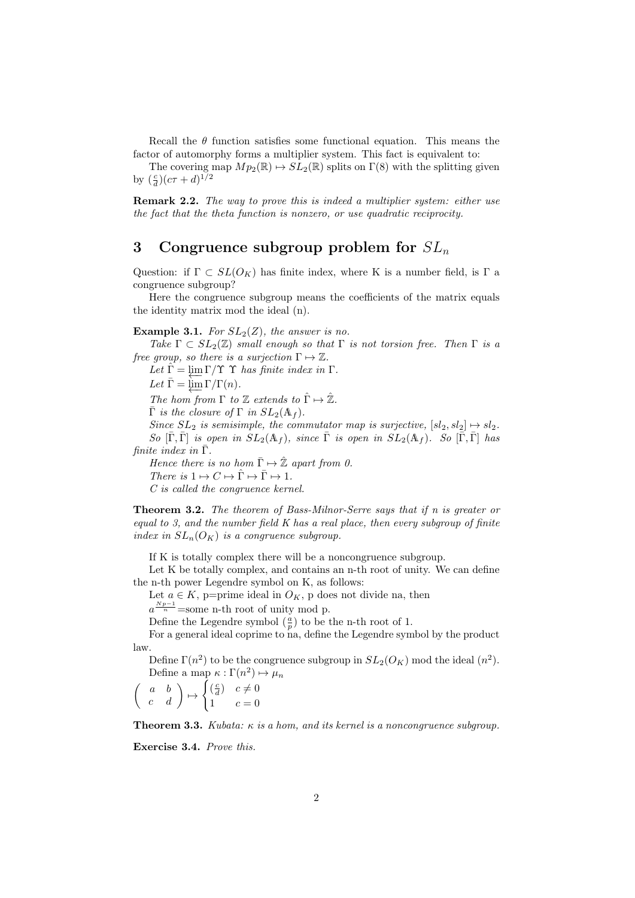Recall the $\theta$ function satisfies some functional equation. This means the factor of automorphy forms a multiplier system. This fact is equivalent to:

The covering map $Mp_2(\mathbb{R}) \mapsto SL_2(\mathbb{R})$ splits on $\Gamma(8)$ with the splitting given by $(\frac{c}{d})(c\tau + d)^{1/2}$

**Remark 2.2.** *The way to prove this is indeed a multiplier system: either use the fact that the theta function is nonzero, or use quadratic reciprocity.*

## 3 Congruence subgroup problem for $SL_n$

Question: if $\Gamma \subset SL(O_K)$ has finite index, where K is a number field, is $\Gamma$ a congruence subgroup?

Here the congruence subgroup means the coefficients of the matrix equals the identity matrix mod the ideal (n).

**Example 3.1.** *For $SL_2(Z)$, the answer is no.*

*Take $\Gamma \subset SL_2(\mathbb{Z})$ small enough so that $\Gamma$ is not torsion free. Then $\Gamma$ is a free group, so there is a surjection $\Gamma \mapsto \mathbb{Z}$.*

*Let $\hat{\Gamma} = \varprojlim \Gamma/\Upsilon$ $\Upsilon$ has finite index in $\Gamma$.*

*Let $\bar{\Gamma} = \varprojlim \Gamma/\Gamma(n)$.*

*The hom from $\Gamma$ to $\mathbb{Z}$ extends to $\hat{\Gamma} \mapsto \hat{\mathbb{Z}}$.*

*$\bar{\Gamma}$ is the closure of $\Gamma$ in $SL_2(\mathbb{A}_f)$.*

*Since $SL_2$ is semisimple, the commutator map is surjective, $[sl_2, sl_2] \mapsto sl_2$.*

*So $[\bar{\Gamma}, \bar{\Gamma}]$ is open in $SL_2(\mathbb{A}_f)$, since $\bar{\Gamma}$ is open in $SL_2(\mathbb{A}_f)$. So $[\bar{\Gamma}, \bar{\Gamma}]$ has finite index in $\bar{\Gamma}$.*

*Hence there is no hom $\bar{\Gamma} \mapsto \hat{\mathbb{Z}}$ apart from 0.*

*There is $1 \mapsto C \mapsto \hat{\Gamma} \mapsto \bar{\Gamma} \mapsto 1$.*

*C is called the congruence kernel.*

**Theorem 3.2.** *The theorem of Bass-Milnor-Serre says that if n is greater or equal to 3, and the number field K has a real place, then every subgroup of finite index in $SL_n(O_K)$ is a congruence subgroup.*

If K is totally complex there will be a noncongruence subgroup.

Let K be totally complex, and contains an n-th root of unity. We can define the n-th power Legendre symbol on K, as follows:

Let $a \in K$, p=prime ideal in $O_K$, p does not divide na, then

$a^{\frac{Np-1}{n}}$=some n-th root of unity mod p.

Define the Legendre symbol $(\frac{a}{p})$ to be the n-th root of 1.

For a general ideal coprime to na, define the Legendre symbol by the product law.

Define $\Gamma(n^2)$ to be the congruence subgroup in $SL_2(O_K)$ mod the ideal $(n^2)$.

Define a map $\kappa : \Gamma(n^2) \mapsto \mu_n$

$$\begin{pmatrix} a & b \\ c & d \end{pmatrix} \mapsto \begin{cases} (\frac{c}{d}) & c \neq 0 \\ 1 & c = 0 \end{cases}$$

**Theorem 3.3.** *Kubata: $\kappa$ is a hom, and its kernel is a noncongruence subgroup.*

**Exercise 3.4.** *Prove this.*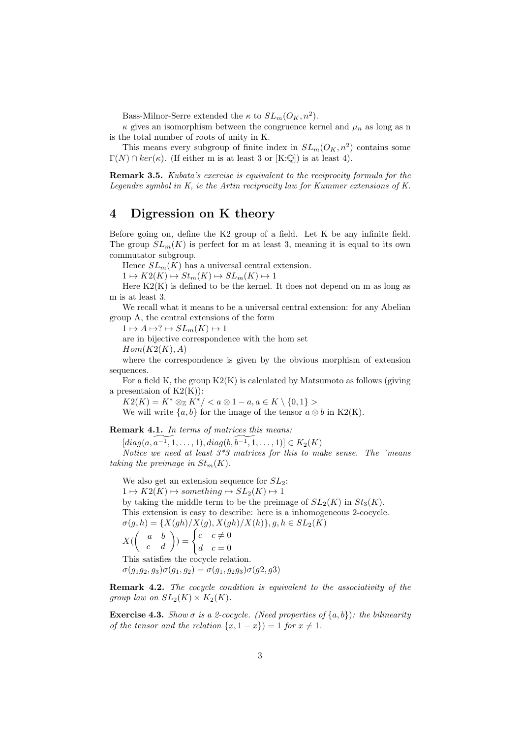Bass-Milnor-Serre extended the $\kappa$ to $SL_m(O_K, n^2)$.

$\kappa$ gives an isomorphism between the congruence kernel and $\mu_n$ as long as n is the total number of roots of unity in K.

This means every subgroup of finite index in $SL_m(O_K, n^2)$ contains some $\Gamma(N) \cap ker(\kappa)$. (If either m is at least 3 or [K:$\mathbb{Q}$]) is at least 4).

**Remark 3.5.** *Kubata's exercise is equivalent to the reciprocity formula for the Legendre symbol in K, ie the Artin reciprocity law for Kummer extensions of K.*

# 4 Digression on K theory

Before going on, define the K2 group of a field. Let K be any infinite field. The group $SL_m(K)$ is perfect for m at least 3, meaning it is equal to its own commutator subgroup.

Hence $SL_m(K)$ has a universal central extension.

$1 \mapsto K2(K) \mapsto St_m(K) \mapsto SL_m(K) \mapsto 1$

Here K2(K) is defined to be the kernel. It does not depend on m as long as m is at least 3.

We recall what it means to be a universal central extension: for any Abelian group A, the central extensions of the form

$1 \mapsto A \mapsto ? \mapsto SL_m(K) \mapsto 1$

are in bijective correspondence with the hom set

$Hom(K2(K), A)$

where the correspondence is given by the obvious morphism of extension sequences.

For a field K, the group K2(K) is calculated by Matsumoto as follows (giving a presentaion of K2(K)):

$K2(K) = K^* \otimes_{\mathbb{Z}} K^* / < a \otimes 1 - a, a \in K \setminus \{0, 1\} >$

We will write $\{a, b\}$ for the image of the tensor $a \otimes b$ in K2(K).

**Remark 4.1.** *In terms of matrices this means:*

$[\widetilde{diag(a, a^{-1}, 1, \ldots, 1)}, \widetilde{diag(b, b^{-1}, 1, \ldots, 1)}] \in K_2(K)$

*Notice we need at least 3\*3 matrices for this to make sense. The ˜means taking the preimage in $St_m(K)$.*

We also get an extension sequence for $SL_2$:

$1 \mapsto K2(K) \mapsto something \mapsto SL_2(K) \mapsto 1$

by taking the middle term to be the preimage of $SL_2(K)$ in $St_3(K)$.

This extension is easy to describe: here is a inhomogeneous 2-cocycle.

$\sigma(g, h) = \{X(gh)/X(g), X(gh)/X(h)\}, g, h \in SL_2(K)$

$X(\begin{pmatrix} a & b \\ c & d \end{pmatrix}) = \begin{cases} c & c \neq 0 \\ d & c = 0 \end{cases}$

This satisfies the cocycle relation.

$\sigma(g_1 g_2, g_3)\sigma(g_1, g_2) = \sigma(g_1, g_2 g_3)\sigma(g2, g3)$

**Remark 4.2.** *The cocycle condition is equivalent to the associativity of the group law on $SL_2(K) \times K_2(K)$.*

**Exercise 4.3.** *Show $\sigma$ is a 2-cocycle. (Need properties of $\{a, b\}$): the bilinearity of the tensor and the relation $\{x, 1 - x\}) = 1$ for $x \neq 1$.*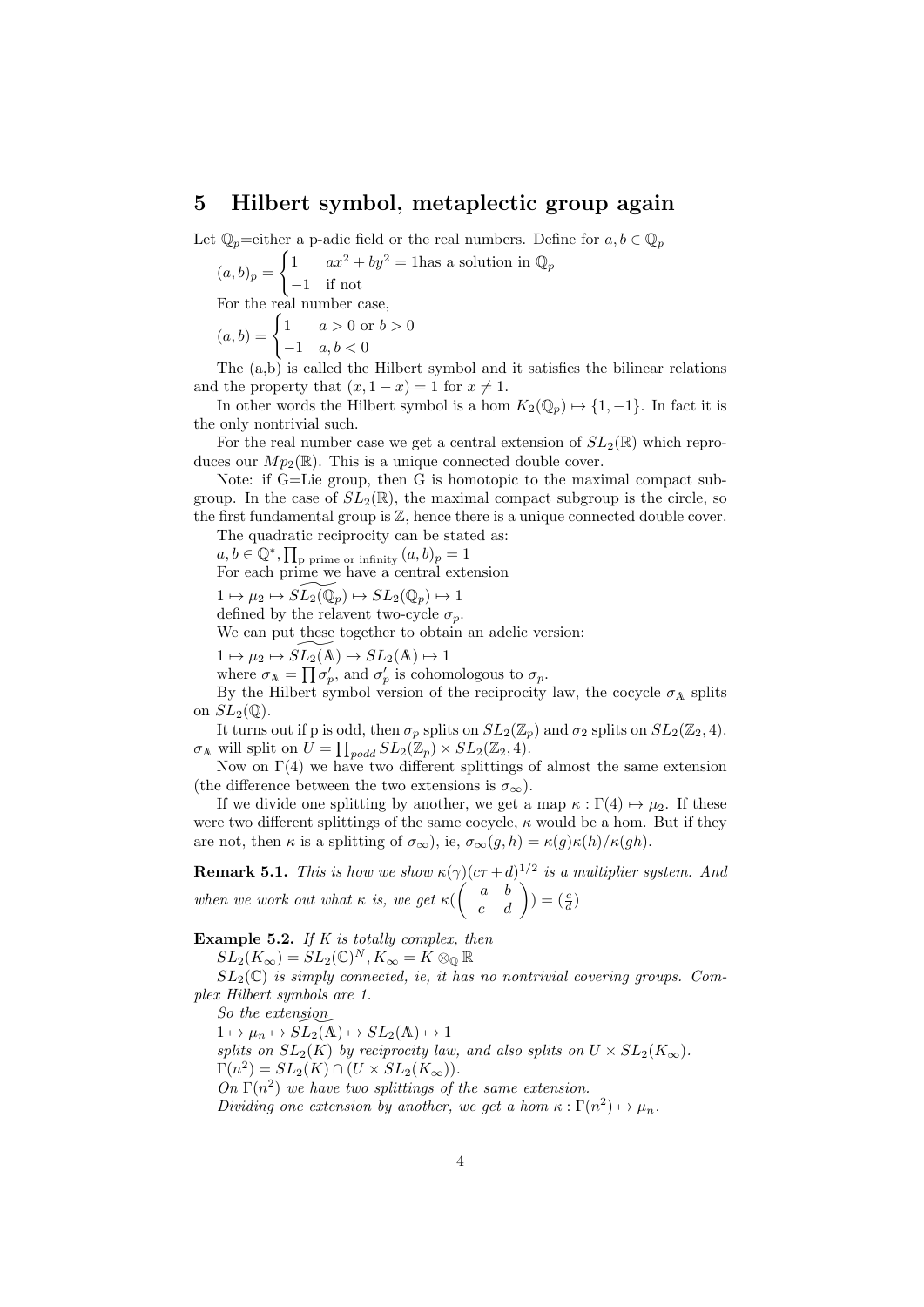## 5 Hilbert symbol, metaplectic group again

Let $\mathbb{Q}_p$=either a p-adic field or the real numbers. Define for $a, b \in \mathbb{Q}_p$

$(a,b)_p = \begin{cases} 1 & ax^2+by^2=1 \text{has a solution in } \mathbb{Q}_p \\ -1 & \text{if not} \end{cases}$

For the real number case,

$(a,b) = \begin{cases} 1 & a>0 \text{ or } b>0 \\ -1 & a,b<0 \end{cases}$

The (a,b) is called the Hilbert symbol and it satisfies the bilinear relations and the property that $(x, 1-x) = 1$ for $x \neq 1$.

In other words the Hilbert symbol is a hom $K_2(\mathbb{Q}_p) \mapsto \{1,-1\}$. In fact it is the only nontrivial such.

For the real number case we get a central extension of $SL_2(\mathbb{R})$ which reproduces our $Mp_2(\mathbb{R})$. This is a unique connected double cover.

Note: if G=Lie group, then G is homotopic to the maximal compact subgroup. In the case of $SL_2(\mathbb{R})$, the maximal compact subgroup is the circle, so the first fundamental group is $\mathbb{Z}$, hence there is a unique connected double cover.

The quadratic reciprocity can be stated as:

$a, b \in \mathbb{Q}^*, \prod_{\text{p prime or infinity}} (a,b)_p = 1$

For each prime we have a central extension

$1 \mapsto \mu_2 \mapsto \widetilde{SL_2(\mathbb{Q}_p)} \mapsto SL_2(\mathbb{Q}_p) \mapsto 1$

defined by the relavent two-cycle $\sigma_p$.

We can put these together to obtain an adelic version:

$1 \mapsto \mu_2 \mapsto \widetilde{SL_2(\mathbb{A})} \mapsto SL_2(\mathbb{A}) \mapsto 1$

where $\sigma_{\mathbb{A}} = \prod \sigma'_p$, and $\sigma'_p$ is cohomologous to $\sigma_p$.

By the Hilbert symbol version of the reciprocity law, the cocycle $\sigma_{\mathbb{A}}$ splits on $SL_2(\mathbb{Q})$.

It turns out if p is odd, then $\sigma_p$ splits on $SL_2(\mathbb{Z}_p)$ and $\sigma_2$ splits on $SL_2(\mathbb{Z}_2, 4)$. $\sigma_{\mathbb{A}}$ will split on $U = \prod_{podd} SL_2(\mathbb{Z}_p) \times SL_2(\mathbb{Z}_2, 4)$.

Now on $\Gamma(4)$ we have two different splittings of almost the same extension (the difference between the two extensions is $\sigma_\infty$).

If we divide one splitting by another, we get a map $\kappa : \Gamma(4) \mapsto \mu_2$. If these were two different splittings of the same cocycle, $\kappa$ would be a hom. But if they are not, then $\kappa$ is a splitting of $\sigma_\infty$), ie, $\sigma_\infty(g,h) = \kappa(g)\kappa(h)/\kappa(gh)$.

**Remark 5.1.** *This is how we show $\kappa(\gamma)(c\tau+d)^{1/2}$ is a multiplier system. And when we work out what $\kappa$ is, we get $\kappa(\begin{pmatrix} a & b \\ c & d \end{pmatrix}) = (\frac{c}{d})$*

**Example 5.2.** *If K is totally complex, then*

$SL_2(K_\infty) = SL_2(\mathbb{C})^N, K_\infty = K \otimes_{\mathbb{Q}} \mathbb{R}$

*$SL_2(\mathbb{C})$ is simply connected, ie, it has no nontrivial covering groups. Complex Hilbert symbols are 1.*

*So the extension*

$1 \mapsto \mu_n \mapsto \widetilde{SL_2(\mathbb{A})} \mapsto SL_2(\mathbb{A}) \mapsto 1$

*splits on $SL_2(K)$ by reciprocity law, and also splits on $U \times SL_2(K_\infty)$.*

*$\Gamma(n^2) = SL_2(K) \cap (U \times SL_2(K_\infty))$.*

*On $\Gamma(n^2)$ we have two splittings of the same extension.*

*Dividing one extension by another, we get a hom $\kappa : \Gamma(n^2) \mapsto \mu_n$.*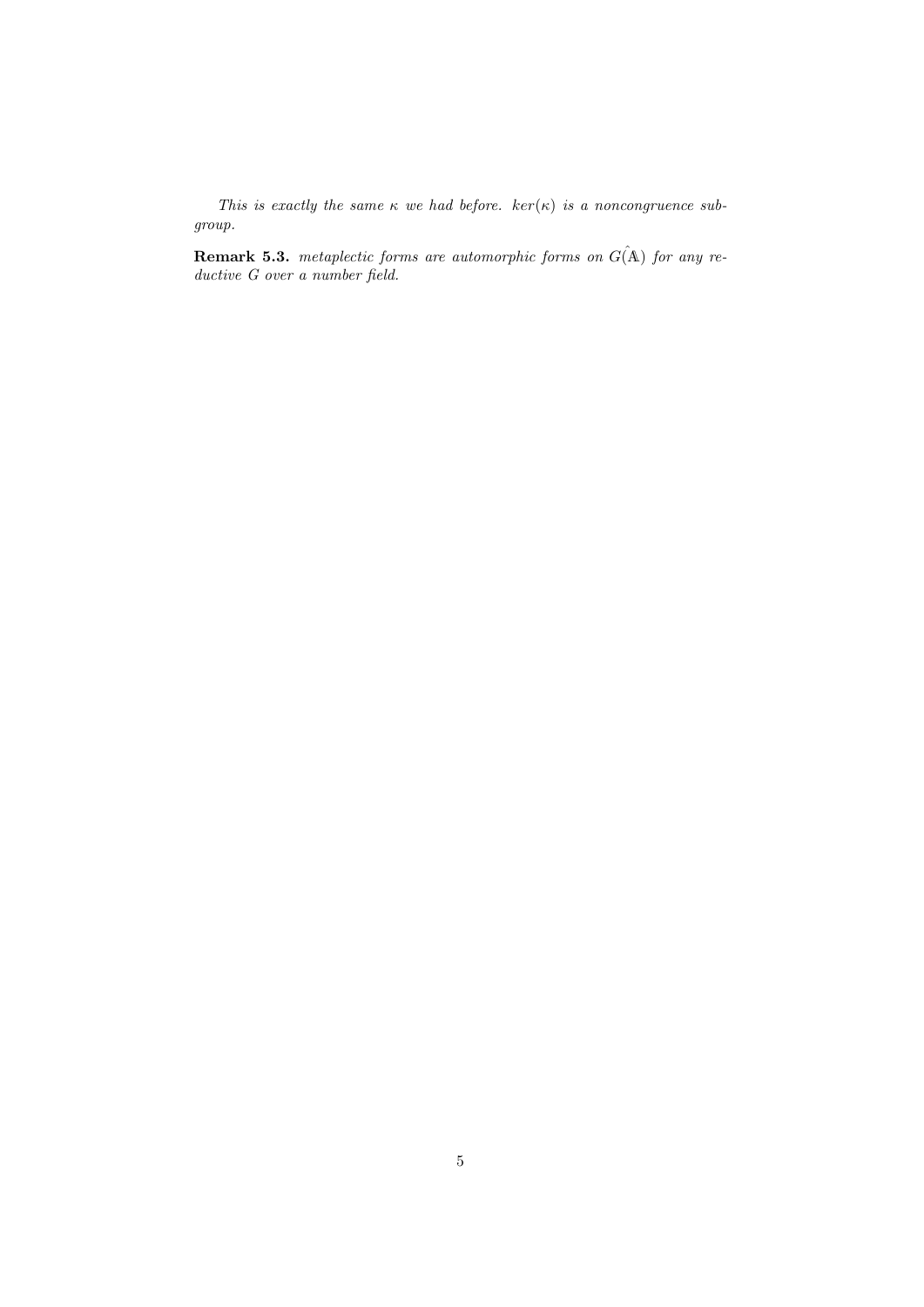*This is exactly the same $\kappa$ we had before. $ker(\kappa)$ is a noncongruence subgroup.*

**Remark 5.3.** *metaplectic forms are automorphic forms on $G(\hat{\mathbb{A}})$ for any reductive $G$ over a number field.*